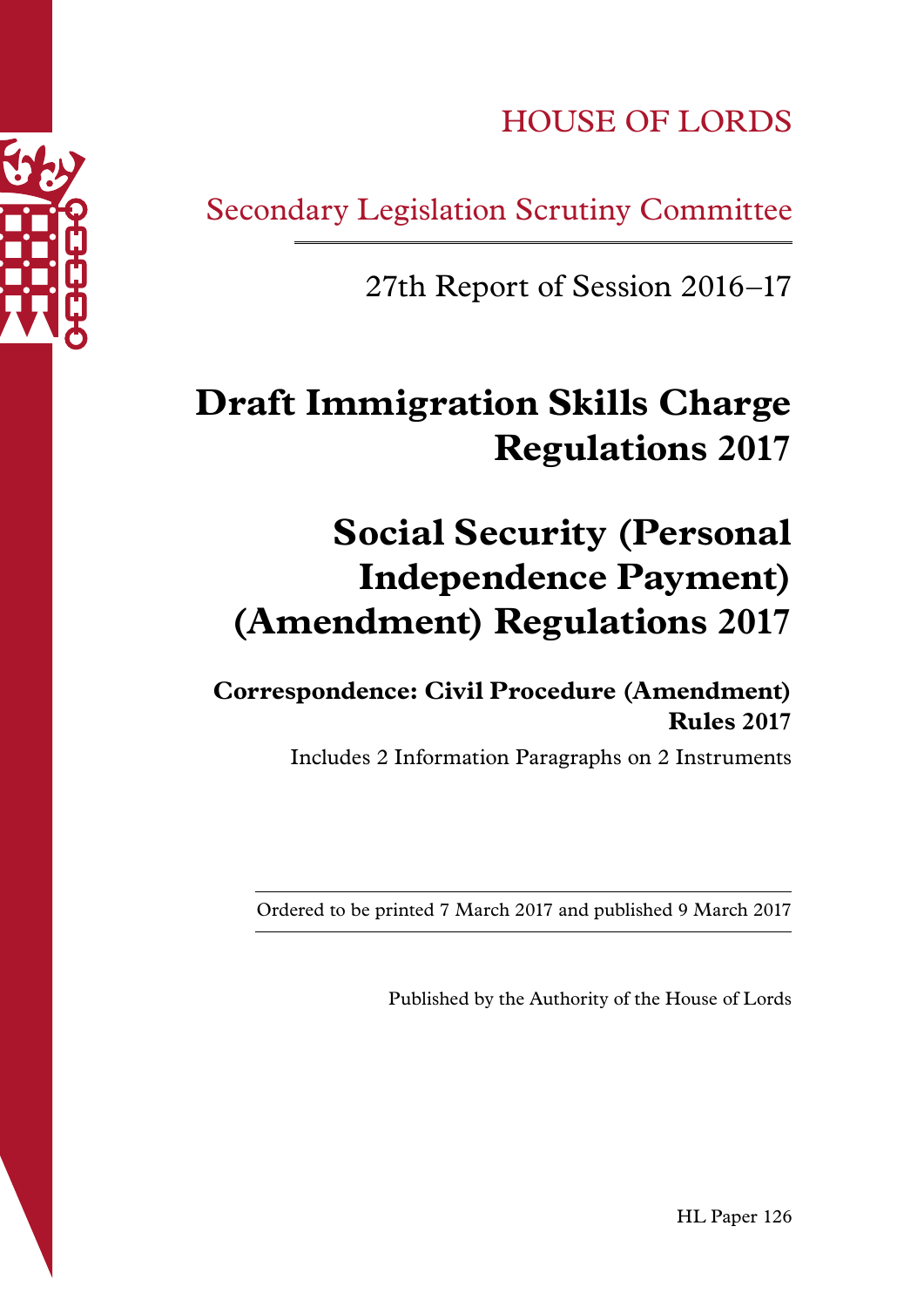HOUSE OF LORDS

Secondary Legislation Scrutiny Committee

27th Report of Session 2016–17

# Draft Immigration Skills Charge Regulations 2017

# Social Security (Personal Independence Payment) (Amendment) Regulations 2017

## Correspondence: Civil Procedure (Amendment) Rules 2017

Includes 2 Information Paragraphs on 2 Instruments

Ordered to be printed 7 March 2017 and published 9 March 2017

Published by the Authority of the House of Lords

HL Paper 126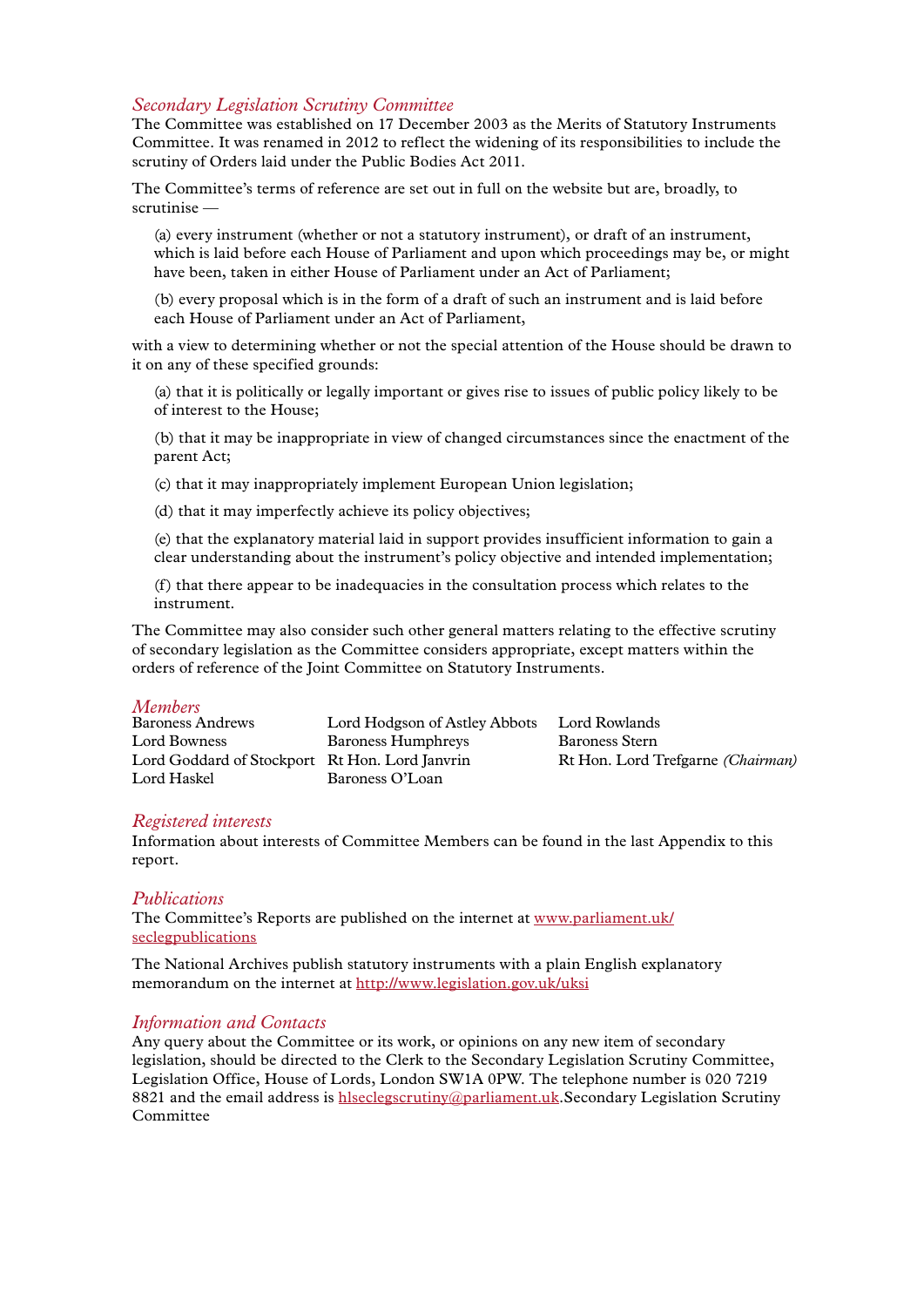## *Secondary Legislation Scrutiny Committee*

The Committee was established on 17 December 2003 as the Merits of Statutory Instruments Committee. It was renamed in 2012 to reflect the widening of its responsibilities to include the scrutiny of Orders laid under the Public Bodies Act 2011.

The Committee's terms of reference are set out in full on the website but are, broadly, to scrutinise —

(a) every instrument (whether or not a statutory instrument), or draft of an instrument, which is laid before each House of Parliament and upon which proceedings may be, or might have been, taken in either House of Parliament under an Act of Parliament;

(b) every proposal which is in the form of a draft of such an instrument and is laid before each House of Parliament under an Act of Parliament,

with a view to determining whether or not the special attention of the House should be drawn to it on any of these specified grounds:

(a) that it is politically or legally important or gives rise to issues of public policy likely to be of interest to the House;

(b) that it may be inappropriate in view of changed circumstances since the enactment of the parent Act;

(c) that it may inappropriately implement European Union legislation;

(d) that it may imperfectly achieve its policy objectives;

(e) that the explanatory material laid in support provides insufficient information to gain a clear understanding about the instrument's policy objective and intended implementation;

(f) that there appear to be inadequacies in the consultation process which relates to the instrument.

The Committee may also consider such other general matters relating to the effective scrutiny of secondary legislation as the Committee considers appropriate, except matters within the orders of reference of the Joint Committee on Statutory Instruments.

## *Members*

Baroness Andrews
Lord Bowness
Lord Goddard of Stockport
Lord Haskel
Lord Hodgson of Astley Abbots
Baroness Humphreys
Rt Hon. Lord Janvrin
Baroness O'Loan
Lord Rowlands
Baroness Stern
Rt Hon. Lord Trefgarne *(Chairman)*

## *Registered interests*

Information about interests of Committee Members can be found in the last Appendix to this report.

## *Publications*

The Committee's Reports are published on the internet at www.parliament.uk/seclegpublications

The National Archives publish statutory instruments with a plain English explanatory memorandum on the internet at http://www.legislation.gov.uk/uksi

## *Information and Contacts*

Any query about the Committee or its work, or opinions on any new item of secondary legislation, should be directed to the Clerk to the Secondary Legislation Scrutiny Committee, Legislation Office, House of Lords, London SW1A 0PW. The telephone number is 020 7219 8821 and the email address is hlseclegscrutiny@parliament.uk.Secondary Legislation Scrutiny Committee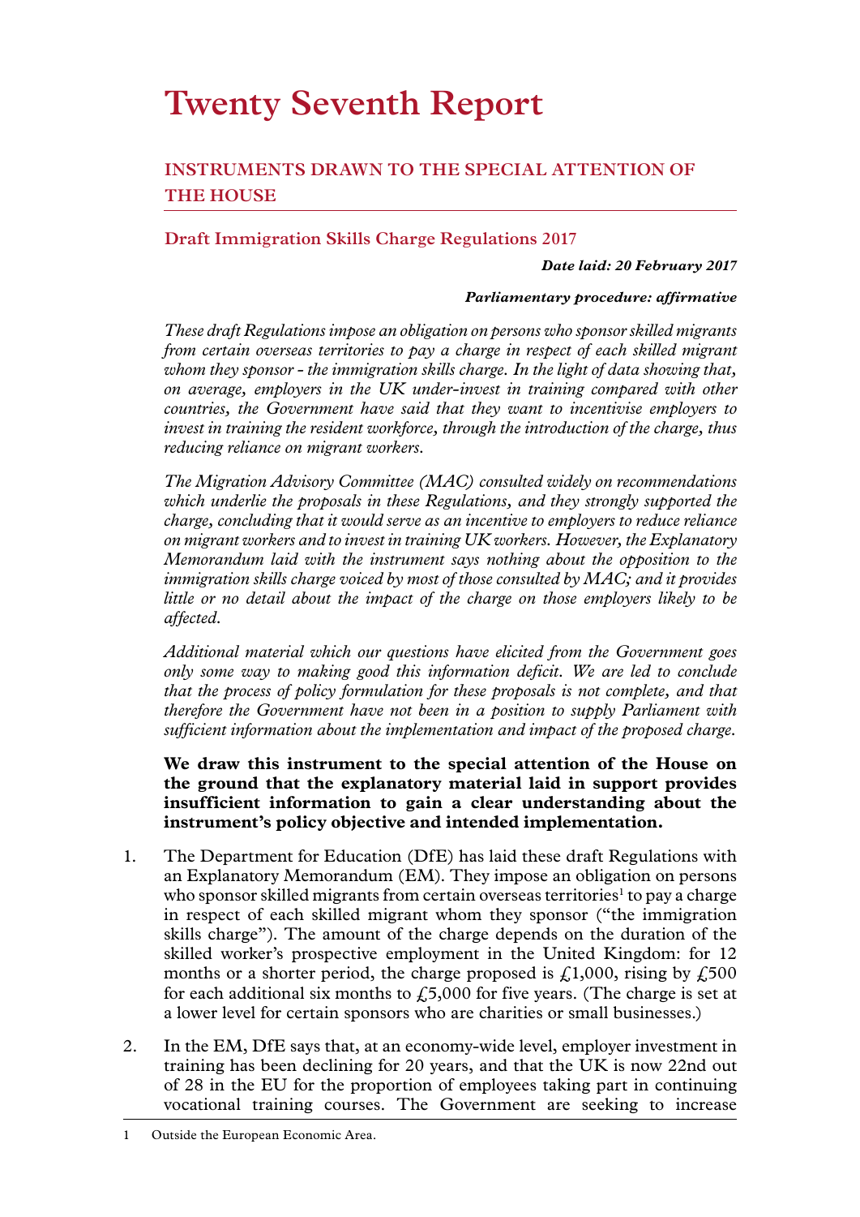# Twenty Seventh Report

## INSTRUMENTS DRAWN TO THE SPECIAL ATTENTION OF THE HOUSE

### Draft Immigration Skills Charge Regulations 2017

***Date laid: 20 February 2017***

***Parliamentary procedure: affirmative***

*These draft Regulations impose an obligation on persons who sponsor skilled migrants from certain overseas territories to pay a charge in respect of each skilled migrant whom they sponsor - the immigration skills charge. In the light of data showing that, on average, employers in the UK under-invest in training compared with other countries, the Government have said that they want to incentivise employers to invest in training the resident workforce, through the introduction of the charge, thus reducing reliance on migrant workers.*

*The Migration Advisory Committee (MAC) consulted widely on recommendations which underlie the proposals in these Regulations, and they strongly supported the charge, concluding that it would serve as an incentive to employers to reduce reliance on migrant workers and to invest in training UK workers. However, the Explanatory Memorandum laid with the instrument says nothing about the opposition to the immigration skills charge voiced by most of those consulted by MAC; and it provides little or no detail about the impact of the charge on those employers likely to be affected.*

*Additional material which our questions have elicited from the Government goes only some way to making good this information deficit. We are led to conclude that the process of policy formulation for these proposals is not complete, and that therefore the Government have not been in a position to supply Parliament with sufficient information about the implementation and impact of the proposed charge.*

**We draw this instrument to the special attention of the House on the ground that the explanatory material laid in support provides insufficient information to gain a clear understanding about the instrument's policy objective and intended implementation.**

1. The Department for Education (DfE) has laid these draft Regulations with an Explanatory Memorandum (EM). They impose an obligation on persons who sponsor skilled migrants from certain overseas territories[1] to pay a charge in respect of each skilled migrant whom they sponsor ("the immigration skills charge"). The amount of the charge depends on the duration of the skilled worker's prospective employment in the United Kingdom: for 12 months or a shorter period, the charge proposed is £1,000, rising by £500 for each additional six months to £5,000 for five years. (The charge is set at a lower level for certain sponsors who are charities or small businesses.)

2. In the EM, DfE says that, at an economy-wide level, employer investment in training has been declining for 20 years, and that the UK is now 22nd out of 28 in the EU for the proportion of employees taking part in continuing vocational training courses. The Government are seeking to increase

1 Outside the European Economic Area.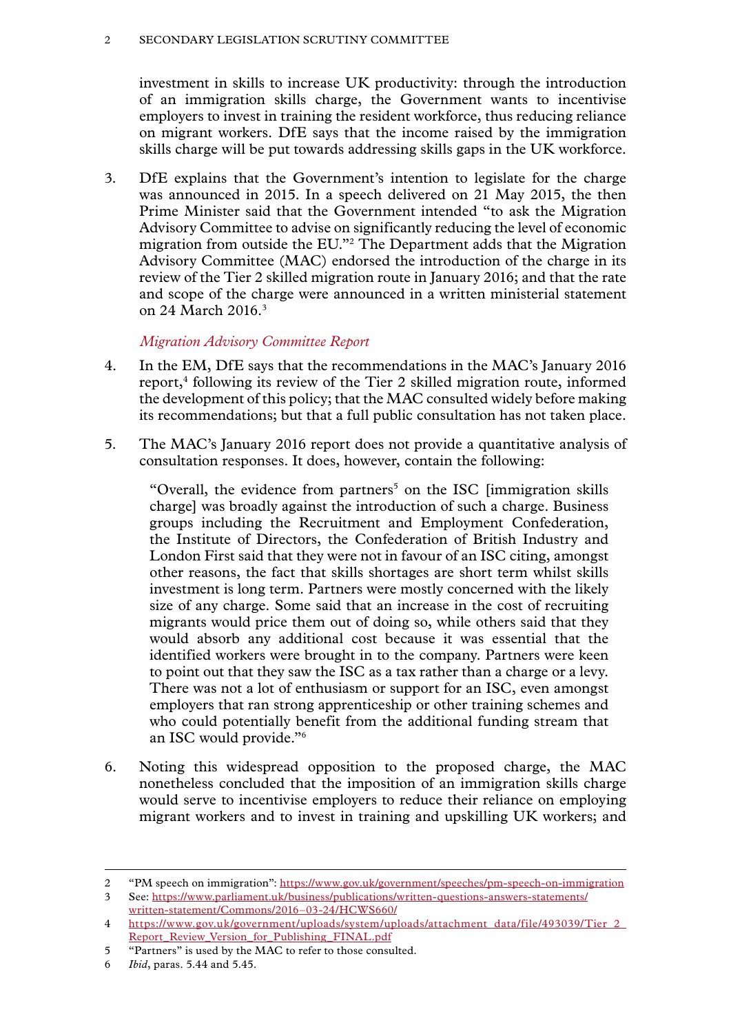investment in skills to increase UK productivity: through the introduction of an immigration skills charge, the Government wants to incentivise employers to invest in training the resident workforce, thus reducing reliance on migrant workers. DfE says that the income raised by the immigration skills charge will be put towards addressing skills gaps in the UK workforce.

3. DfE explains that the Government's intention to legislate for the charge was announced in 2015. In a speech delivered on 21 May 2015, the then Prime Minister said that the Government intended "to ask the Migration Advisory Committee to advise on significantly reducing the level of economic migration from outside the EU."[2] The Department adds that the Migration Advisory Committee (MAC) endorsed the introduction of the charge in its review of the Tier 2 skilled migration route in January 2016; and that the rate and scope of the charge were announced in a written ministerial statement on 24 March 2016.[3]

### *Migration Advisory Committee Report*

4. In the EM, DfE says that the recommendations in the MAC's January 2016 report,[4] following its review of the Tier 2 skilled migration route, informed the development of this policy; that the MAC consulted widely before making its recommendations; but that a full public consultation has not taken place.

5. The MAC's January 2016 report does not provide a quantitative analysis of consultation responses. It does, however, contain the following:

> "Overall, the evidence from partners[5] on the ISC [immigration skills charge] was broadly against the introduction of such a charge. Business groups including the Recruitment and Employment Confederation, the Institute of Directors, the Confederation of British Industry and London First said that they were not in favour of an ISC citing, amongst other reasons, the fact that skills shortages are short term whilst skills investment is long term. Partners were mostly concerned with the likely size of any charge. Some said that an increase in the cost of recruiting migrants would price them out of doing so, while others said that they would absorb any additional cost because it was essential that the identified workers were brought in to the company. Partners were keen to point out that they saw the ISC as a tax rather than a charge or a levy. There was not a lot of enthusiasm or support for an ISC, even amongst employers that ran strong apprenticeship or other training schemes and who could potentially benefit from the additional funding stream that an ISC would provide."[6]

6. Noting this widespread opposition to the proposed charge, the MAC nonetheless concluded that the imposition of an immigration skills charge would serve to incentivise employers to reduce their reliance on employing migrant workers and to invest in training and upskilling UK workers; and

---

2 "PM speech on immigration": https://www.gov.uk/government/speeches/pm-speech-on-immigration

3 See: https://www.parliament.uk/business/publications/written-questions-answers-statements/written-statement/Commons/2016–03-24/HCWS660/

4 https://www.gov.uk/government/uploads/system/uploads/attachment_data/file/493039/Tier_2_Report_Review_Version_for_Publishing_FINAL.pdf

5 "Partners" is used by the MAC to refer to those consulted.

6 *Ibid*, paras. 5.44 and 5.45.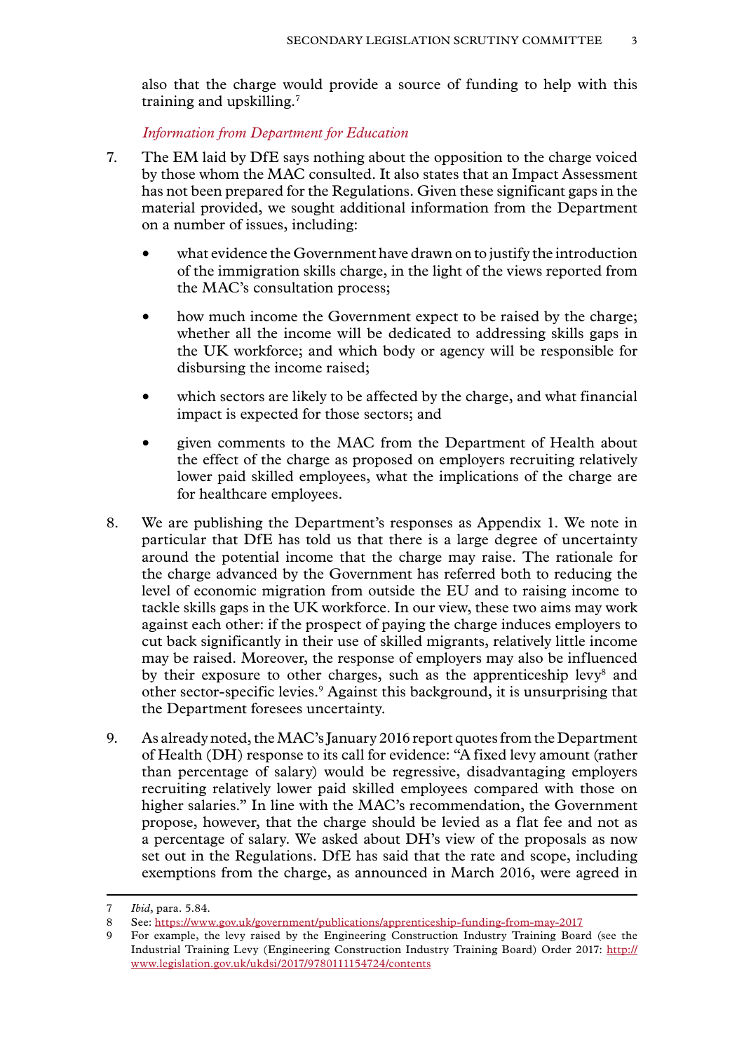also that the charge would provide a source of funding to help with this training and upskilling.[7]

*Information from Department for Education*

7. The EM laid by DfE says nothing about the opposition to the charge voiced by those whom the MAC consulted. It also states that an Impact Assessment has not been prepared for the Regulations. Given these significant gaps in the material provided, we sought additional information from the Department on a number of issues, including:

   - what evidence the Government have drawn on to justify the introduction of the immigration skills charge, in the light of the views reported from the MAC's consultation process;
   - how much income the Government expect to be raised by the charge; whether all the income will be dedicated to addressing skills gaps in the UK workforce; and which body or agency will be responsible for disbursing the income raised;
   - which sectors are likely to be affected by the charge, and what financial impact is expected for those sectors; and
   - given comments to the MAC from the Department of Health about the effect of the charge as proposed on employers recruiting relatively lower paid skilled employees, what the implications of the charge are for healthcare employees.

8. We are publishing the Department's responses as Appendix 1. We note in particular that DfE has told us that there is a large degree of uncertainty around the potential income that the charge may raise. The rationale for the charge advanced by the Government has referred both to reducing the level of economic migration from outside the EU and to raising income to tackle skills gaps in the UK workforce. In our view, these two aims may work against each other: if the prospect of paying the charge induces employers to cut back significantly in their use of skilled migrants, relatively little income may be raised. Moreover, the response of employers may also be influenced by their exposure to other charges, such as the apprenticeship levy[8] and other sector-specific levies.[9] Against this background, it is unsurprising that the Department foresees uncertainty.

9. As already noted, the MAC's January 2016 report quotes from the Department of Health (DH) response to its call for evidence: "A fixed levy amount (rather than percentage of salary) would be regressive, disadvantaging employers recruiting relatively lower paid skilled employees compared with those on higher salaries." In line with the MAC's recommendation, the Government propose, however, that the charge should be levied as a flat fee and not as a percentage of salary. We asked about DH's view of the proposals as now set out in the Regulations. DfE has said that the rate and scope, including exemptions from the charge, as announced in March 2016, were agreed in

---

7 *Ibid*, para. 5.84.

8 See: https://www.gov.uk/government/publications/apprenticeship-funding-from-may-2017

9 For example, the levy raised by the Engineering Construction Industry Training Board (see the Industrial Training Levy (Engineering Construction Industry Training Board) Order 2017: http://www.legislation.gov.uk/ukdsi/2017/9780111154724/contents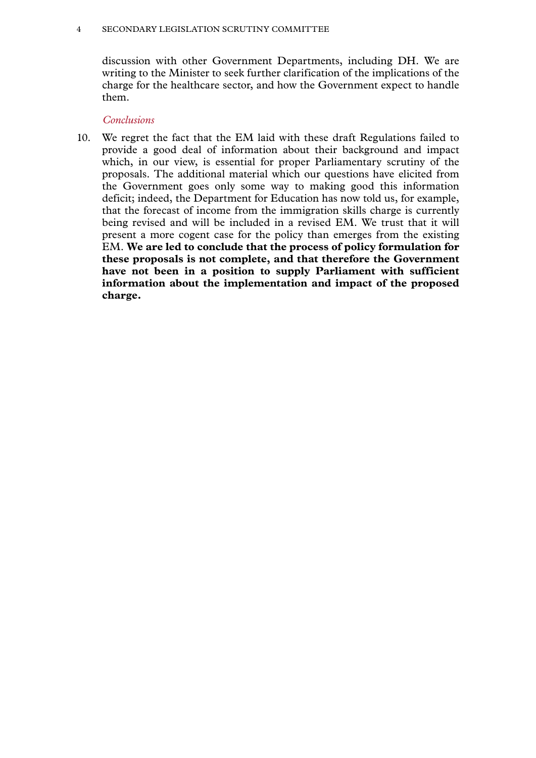discussion with other Government Departments, including DH. We are writing to the Minister to seek further clarification of the implications of the charge for the healthcare sector, and how the Government expect to handle them.

*Conclusions*

10. We regret the fact that the EM laid with these draft Regulations failed to provide a good deal of information about their background and impact which, in our view, is essential for proper Parliamentary scrutiny of the proposals. The additional material which our questions have elicited from the Government goes only some way to making good this information deficit; indeed, the Department for Education has now told us, for example, that the forecast of income from the immigration skills charge is currently being revised and will be included in a revised EM. We trust that it will present a more cogent case for the policy than emerges from the existing EM. **We are led to conclude that the process of policy formulation for these proposals is not complete, and that therefore the Government have not been in a position to supply Parliament with sufficient information about the implementation and impact of the proposed charge.**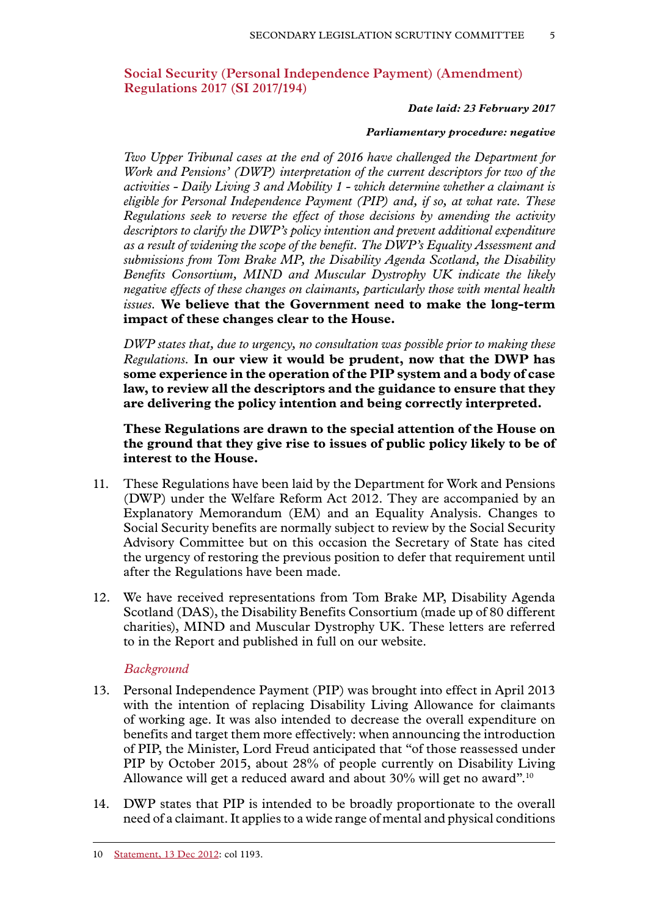## Social Security (Personal Independence Payment) (Amendment) Regulations 2017 (SI 2017/194)

***Date laid: 23 February 2017***

***Parliamentary procedure: negative***

*Two Upper Tribunal cases at the end of 2016 have challenged the Department for Work and Pensions' (DWP) interpretation of the current descriptors for two of the activities - Daily Living 3 and Mobility 1 - which determine whether a claimant is eligible for Personal Independence Payment (PIP) and, if so, at what rate. These Regulations seek to reverse the effect of those decisions by amending the activity descriptors to clarify the DWP's policy intention and prevent additional expenditure as a result of widening the scope of the benefit. The DWP's Equality Assessment and submissions from Tom Brake MP, the Disability Agenda Scotland, the Disability Benefits Consortium, MIND and Muscular Dystrophy UK indicate the likely negative effects of these changes on claimants, particularly those with mental health issues.* **We believe that the Government need to make the long-term impact of these changes clear to the House.**

*DWP states that, due to urgency, no consultation was possible prior to making these Regulations.* **In our view it would be prudent, now that the DWP has some experience in the operation of the PIP system and a body of case law, to review all the descriptors and the guidance to ensure that they are delivering the policy intention and being correctly interpreted.**

**These Regulations are drawn to the special attention of the House on the ground that they give rise to issues of public policy likely to be of interest to the House.**

11. These Regulations have been laid by the Department for Work and Pensions (DWP) under the Welfare Reform Act 2012. They are accompanied by an Explanatory Memorandum (EM) and an Equality Analysis. Changes to Social Security benefits are normally subject to review by the Social Security Advisory Committee but on this occasion the Secretary of State has cited the urgency of restoring the previous position to defer that requirement until after the Regulations have been made.

12. We have received representations from Tom Brake MP, Disability Agenda Scotland (DAS), the Disability Benefits Consortium (made up of 80 different charities), MIND and Muscular Dystrophy UK. These letters are referred to in the Report and published in full on our website.

*Background*

13. Personal Independence Payment (PIP) was brought into effect in April 2013 with the intention of replacing Disability Living Allowance for claimants of working age. It was also intended to decrease the overall expenditure on benefits and target them more effectively: when announcing the introduction of PIP, the Minister, Lord Freud anticipated that "of those reassessed under PIP by October 2015, about 28% of people currently on Disability Living Allowance will get a reduced award and about 30% will get no award".[10]

14. DWP states that PIP is intended to be broadly proportionate to the overall need of a claimant. It applies to a wide range of mental and physical conditions

10 Statement, 13 Dec 2012: col 1193.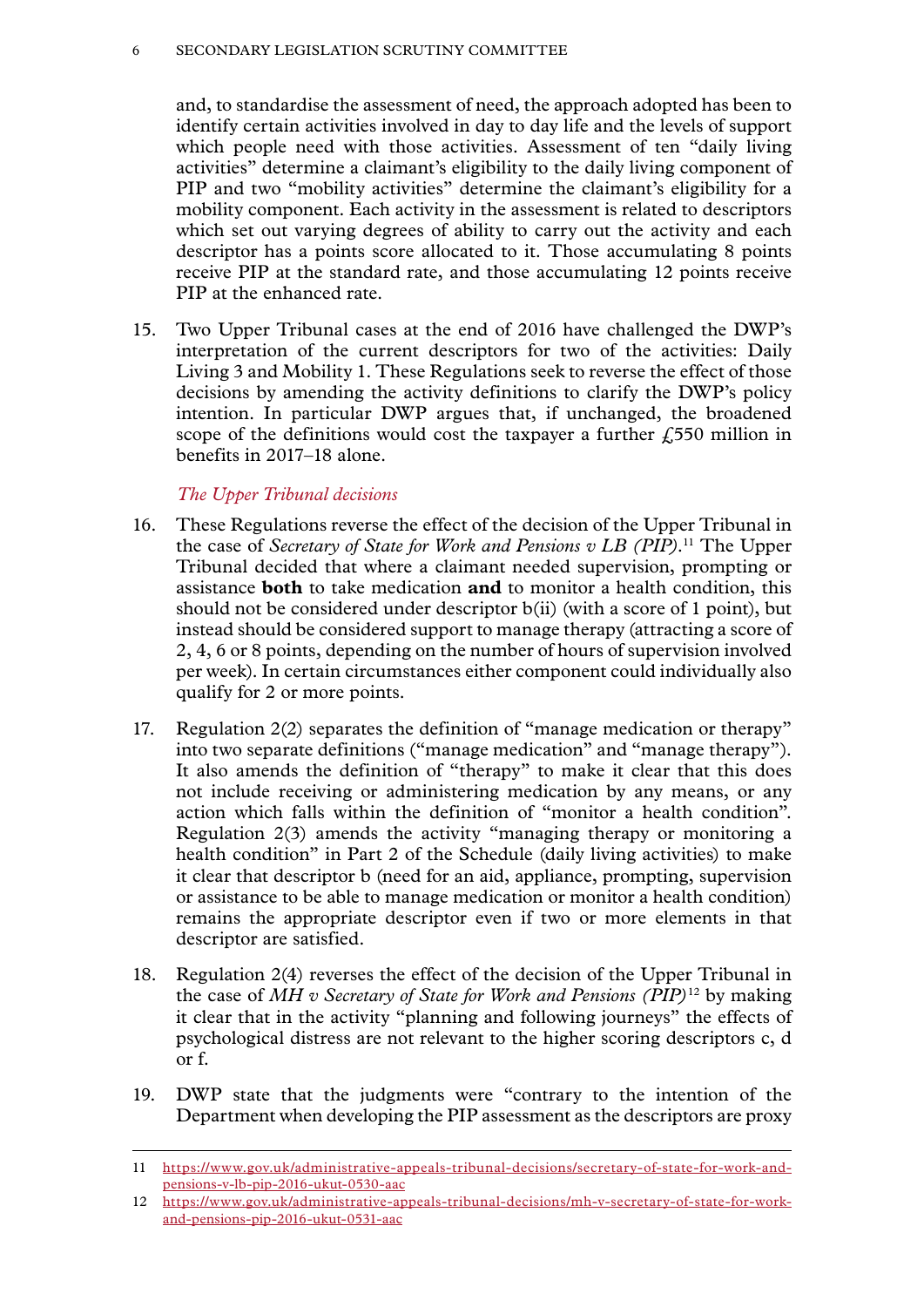and, to standardise the assessment of need, the approach adopted has been to identify certain activities involved in day to day life and the levels of support which people need with those activities. Assessment of ten "daily living activities" determine a claimant's eligibility to the daily living component of PIP and two "mobility activities" determine the claimant's eligibility for a mobility component. Each activity in the assessment is related to descriptors which set out varying degrees of ability to carry out the activity and each descriptor has a points score allocated to it. Those accumulating 8 points receive PIP at the standard rate, and those accumulating 12 points receive PIP at the enhanced rate.

15. Two Upper Tribunal cases at the end of 2016 have challenged the DWP's interpretation of the current descriptors for two of the activities: Daily Living 3 and Mobility 1. These Regulations seek to reverse the effect of those decisions by amending the activity definitions to clarify the DWP's policy intention. In particular DWP argues that, if unchanged, the broadened scope of the definitions would cost the taxpayer a further £550 million in benefits in 2017–18 alone.

### *The Upper Tribunal decisions*

16. These Regulations reverse the effect of the decision of the Upper Tribunal in the case of *Secretary of State for Work and Pensions v LB (PIP)*.[11] The Upper Tribunal decided that where a claimant needed supervision, prompting or assistance **both** to take medication **and** to monitor a health condition, this should not be considered under descriptor b(ii) (with a score of 1 point), but instead should be considered support to manage therapy (attracting a score of 2, 4, 6 or 8 points, depending on the number of hours of supervision involved per week). In certain circumstances either component could individually also qualify for 2 or more points.

17. Regulation 2(2) separates the definition of "manage medication or therapy" into two separate definitions ("manage medication" and "manage therapy"). It also amends the definition of "therapy" to make it clear that this does not include receiving or administering medication by any means, or any action which falls within the definition of "monitor a health condition". Regulation 2(3) amends the activity "managing therapy or monitoring a health condition" in Part 2 of the Schedule (daily living activities) to make it clear that descriptor b (need for an aid, appliance, prompting, supervision or assistance to be able to manage medication or monitor a health condition) remains the appropriate descriptor even if two or more elements in that descriptor are satisfied.

18. Regulation 2(4) reverses the effect of the decision of the Upper Tribunal in the case of *MH v Secretary of State for Work and Pensions (PIP)*[12] by making it clear that in the activity "planning and following journeys" the effects of psychological distress are not relevant to the higher scoring descriptors c, d or f.

19. DWP state that the judgments were "contrary to the intention of the Department when developing the PIP assessment as the descriptors are proxy

---

11 https://www.gov.uk/administrative-appeals-tribunal-decisions/secretary-of-state-for-work-and-pensions-v-lb-pip-2016-ukut-0530-aac

12 https://www.gov.uk/administrative-appeals-tribunal-decisions/mh-v-secretary-of-state-for-work-and-pensions-pip-2016-ukut-0531-aac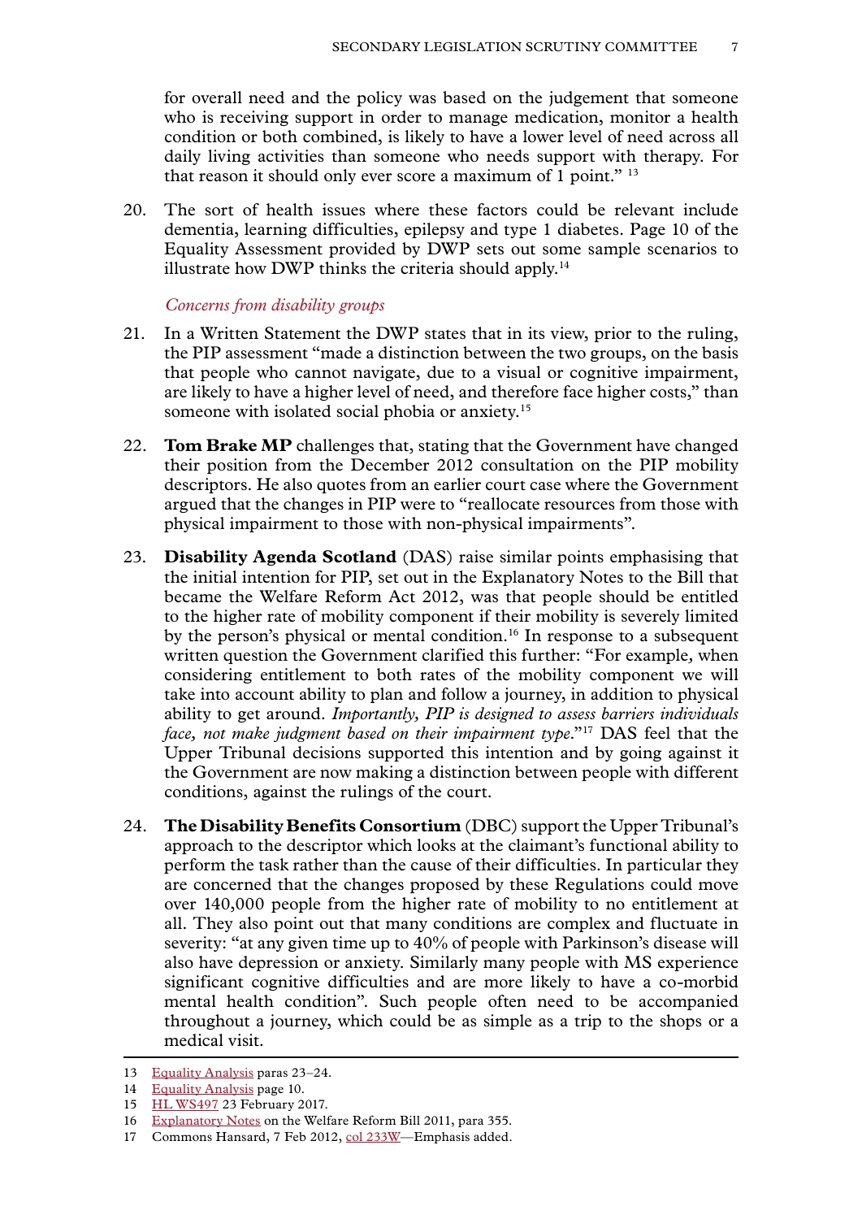for overall need and the policy was based on the judgement that someone who is receiving support in order to manage medication, monitor a health condition or both combined, is likely to have a lower level of need across all daily living activities than someone who needs support with therapy. For that reason it should only ever score a maximum of 1 point."[13]

20. The sort of health issues where these factors could be relevant include dementia, learning difficulties, epilepsy and type 1 diabetes. Page 10 of the Equality Assessment provided by DWP sets out some sample scenarios to illustrate how DWP thinks the criteria should apply.[14]

*Concerns from disability groups*

21. In a Written Statement the DWP states that in its view, prior to the ruling, the PIP assessment "made a distinction between the two groups, on the basis that people who cannot navigate, due to a visual or cognitive impairment, are likely to have a higher level of need, and therefore face higher costs," than someone with isolated social phobia or anxiety.[15]

22. **Tom Brake MP** challenges that, stating that the Government have changed their position from the December 2012 consultation on the PIP mobility descriptors. He also quotes from an earlier court case where the Government argued that the changes in PIP were to "reallocate resources from those with physical impairment to those with non-physical impairments".

23. **Disability Agenda Scotland** (DAS) raise similar points emphasising that the initial intention for PIP, set out in the Explanatory Notes to the Bill that became the Welfare Reform Act 2012, was that people should be entitled to the higher rate of mobility component if their mobility is severely limited by the person's physical or mental condition.[16] In response to a subsequent written question the Government clarified this further: "For example, when considering entitlement to both rates of the mobility component we will take into account ability to plan and follow a journey, in addition to physical ability to get around. *Importantly, PIP is designed to assess barriers individuals face, not make judgment based on their impairment type*."[17] DAS feel that the Upper Tribunal decisions supported this intention and by going against it the Government are now making a distinction between people with different conditions, against the rulings of the court.

24. **The Disability Benefits Consortium** (DBC) support the Upper Tribunal's approach to the descriptor which looks at the claimant's functional ability to perform the task rather than the cause of their difficulties. In particular they are concerned that the changes proposed by these Regulations could move over 140,000 people from the higher rate of mobility to no entitlement at all. They also point out that many conditions are complex and fluctuate in severity: "at any given time up to 40% of people with Parkinson's disease will also have depression or anxiety. Similarly many people with MS experience significant cognitive difficulties and are more likely to have a co-morbid mental health condition". Such people often need to be accompanied throughout a journey, which could be as simple as a trip to the shops or a medical visit.

---

13 Equality Analysis paras 23–24.

14 Equality Analysis page 10.

15 HL WS497 23 February 2017.

16 Explanatory Notes on the Welfare Reform Bill 2011, para 355.

17 Commons Hansard, 7 Feb 2012, col 233W—Emphasis added.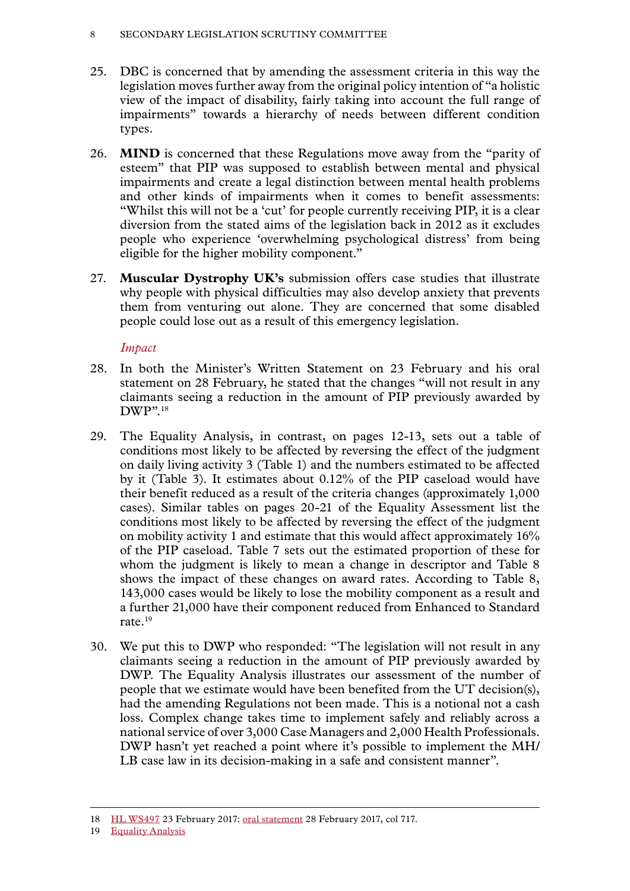25. DBC is concerned that by amending the assessment criteria in this way the legislation moves further away from the original policy intention of "a holistic view of the impact of disability, fairly taking into account the full range of impairments" towards a hierarchy of needs between different condition types.

26. **MIND** is concerned that these Regulations move away from the "parity of esteem" that PIP was supposed to establish between mental and physical impairments and create a legal distinction between mental health problems and other kinds of impairments when it comes to benefit assessments: "Whilst this will not be a 'cut' for people currently receiving PIP, it is a clear diversion from the stated aims of the legislation back in 2012 as it excludes people who experience 'overwhelming psychological distress' from being eligible for the higher mobility component."

27. **Muscular Dystrophy UK's** submission offers case studies that illustrate why people with physical difficulties may also develop anxiety that prevents them from venturing out alone. They are concerned that some disabled people could lose out as a result of this emergency legislation.

*Impact*

28. In both the Minister's Written Statement on 23 February and his oral statement on 28 February, he stated that the changes "will not result in any claimants seeing a reduction in the amount of PIP previously awarded by DWP".[18]

29. The Equality Analysis, in contrast, on pages 12-13, sets out a table of conditions most likely to be affected by reversing the effect of the judgment on daily living activity 3 (Table 1) and the numbers estimated to be affected by it (Table 3). It estimates about 0.12% of the PIP caseload would have their benefit reduced as a result of the criteria changes (approximately 1,000 cases). Similar tables on pages 20-21 of the Equality Assessment list the conditions most likely to be affected by reversing the effect of the judgment on mobility activity 1 and estimate that this would affect approximately 16% of the PIP caseload. Table 7 sets out the estimated proportion of these for whom the judgment is likely to mean a change in descriptor and Table 8 shows the impact of these changes on award rates. According to Table 8, 143,000 cases would be likely to lose the mobility component as a result and a further 21,000 have their component reduced from Enhanced to Standard rate.[19]

30. We put this to DWP who responded: "The legislation will not result in any claimants seeing a reduction in the amount of PIP previously awarded by DWP. The Equality Analysis illustrates our assessment of the number of people that we estimate would have been benefited from the UT decision(s), had the amending Regulations not been made. This is a notional not a cash loss. Complex change takes time to implement safely and reliably across a national service of over 3,000 Case Managers and 2,000 Health Professionals. DWP hasn't yet reached a point where it's possible to implement the MH/LB case law in its decision-making in a safe and consistent manner".

---

18 HL WS497 23 February 2017: oral statement 28 February 2017, col 717.

19 Equality Analysis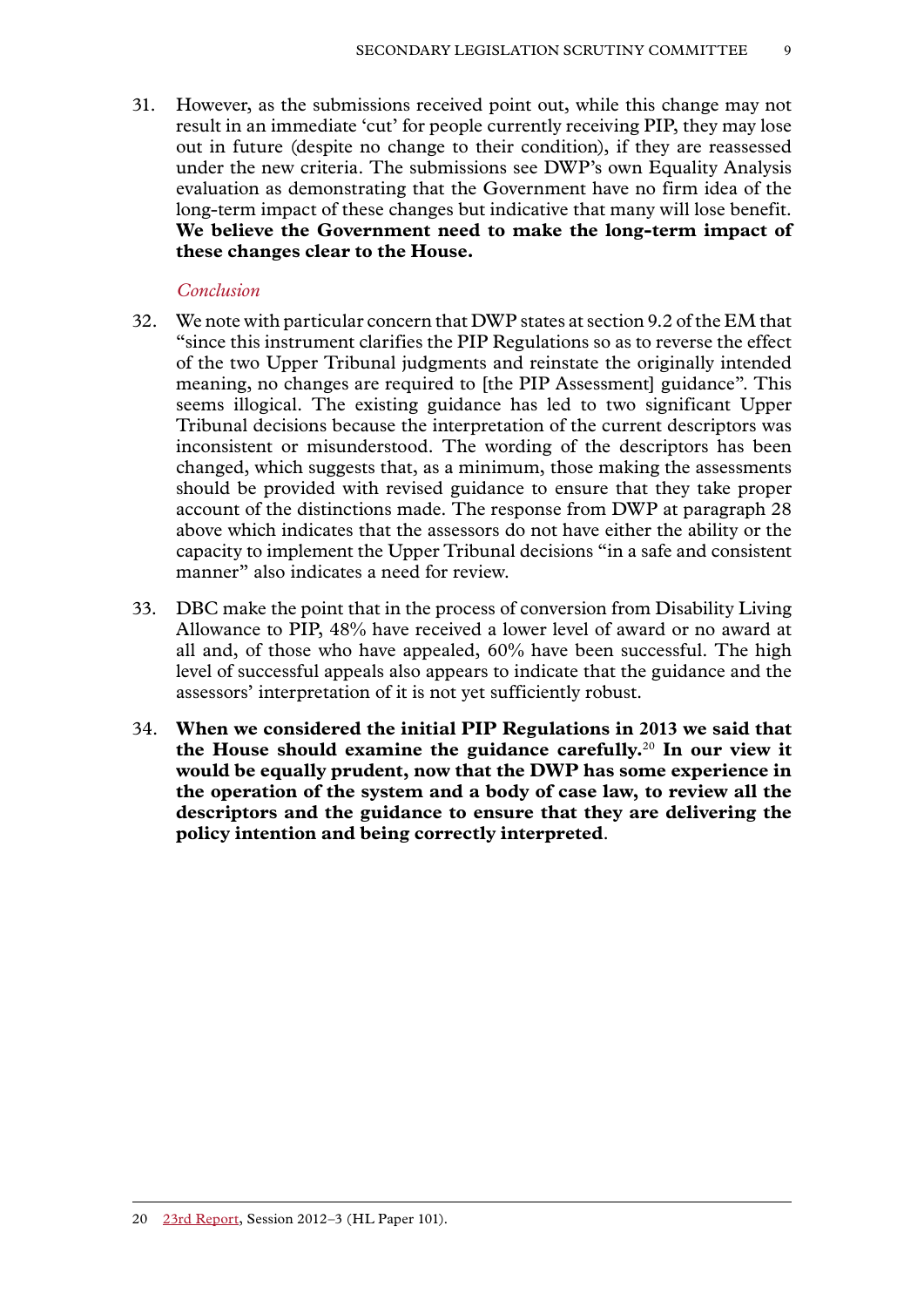31. However, as the submissions received point out, while this change may not result in an immediate 'cut' for people currently receiving PIP, they may lose out in future (despite no change to their condition), if they are reassessed under the new criteria. The submissions see DWP's own Equality Analysis evaluation as demonstrating that the Government have no firm idea of the long-term impact of these changes but indicative that many will lose benefit. **We believe the Government need to make the long-term impact of these changes clear to the House.**

*Conclusion*

32. We note with particular concern that DWP states at section 9.2 of the EM that "since this instrument clarifies the PIP Regulations so as to reverse the effect of the two Upper Tribunal judgments and reinstate the originally intended meaning, no changes are required to [the PIP Assessment] guidance". This seems illogical. The existing guidance has led to two significant Upper Tribunal decisions because the interpretation of the current descriptors was inconsistent or misunderstood. The wording of the descriptors has been changed, which suggests that, as a minimum, those making the assessments should be provided with revised guidance to ensure that they take proper account of the distinctions made. The response from DWP at paragraph 28 above which indicates that the assessors do not have either the ability or the capacity to implement the Upper Tribunal decisions "in a safe and consistent manner" also indicates a need for review.

33. DBC make the point that in the process of conversion from Disability Living Allowance to PIP, 48% have received a lower level of award or no award at all and, of those who have appealed, 60% have been successful. The high level of successful appeals also appears to indicate that the guidance and the assessors' interpretation of it is not yet sufficiently robust.

34. **When we considered the initial PIP Regulations in 2013 we said that the House should examine the guidance carefully.**[20] **In our view it would be equally prudent, now that the DWP has some experience in the operation of the system and a body of case law, to review all the descriptors and the guidance to ensure that they are delivering the policy intention and being correctly interpreted**.

---

20 23rd Report, Session 2012–3 (HL Paper 101).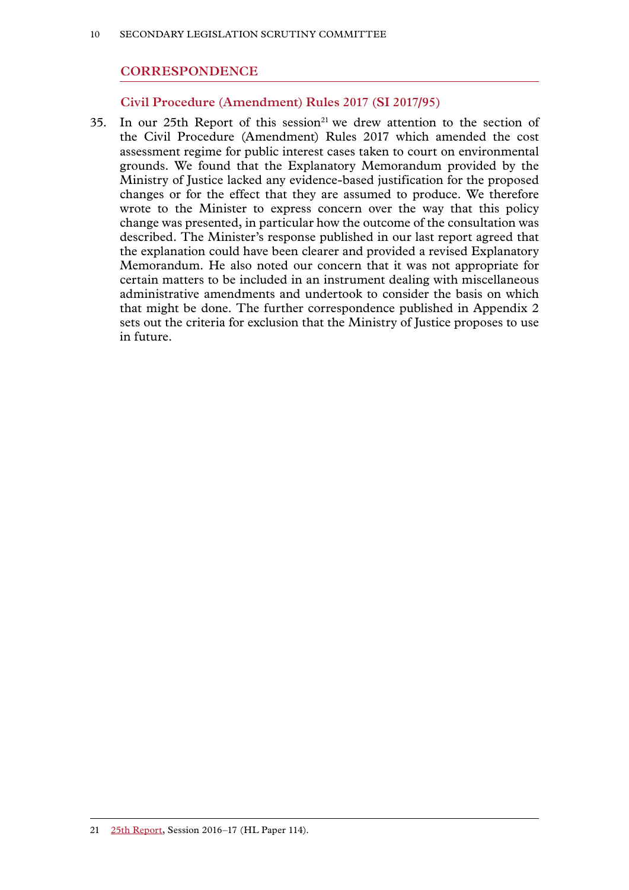## CORRESPONDENCE

### Civil Procedure (Amendment) Rules 2017 (SI 2017/95)

35. In our 25th Report of this session[21] we drew attention to the section of the Civil Procedure (Amendment) Rules 2017 which amended the cost assessment regime for public interest cases taken to court on environmental grounds. We found that the Explanatory Memorandum provided by the Ministry of Justice lacked any evidence-based justification for the proposed changes or for the effect that they are assumed to produce. We therefore wrote to the Minister to express concern over the way that this policy change was presented, in particular how the outcome of the consultation was described. The Minister's response published in our last report agreed that the explanation could have been clearer and provided a revised Explanatory Memorandum. He also noted our concern that it was not appropriate for certain matters to be included in an instrument dealing with miscellaneous administrative amendments and undertook to consider the basis on which that might be done. The further correspondence published in Appendix 2 sets out the criteria for exclusion that the Ministry of Justice proposes to use in future.

21 25th Report, Session 2016–17 (HL Paper 114).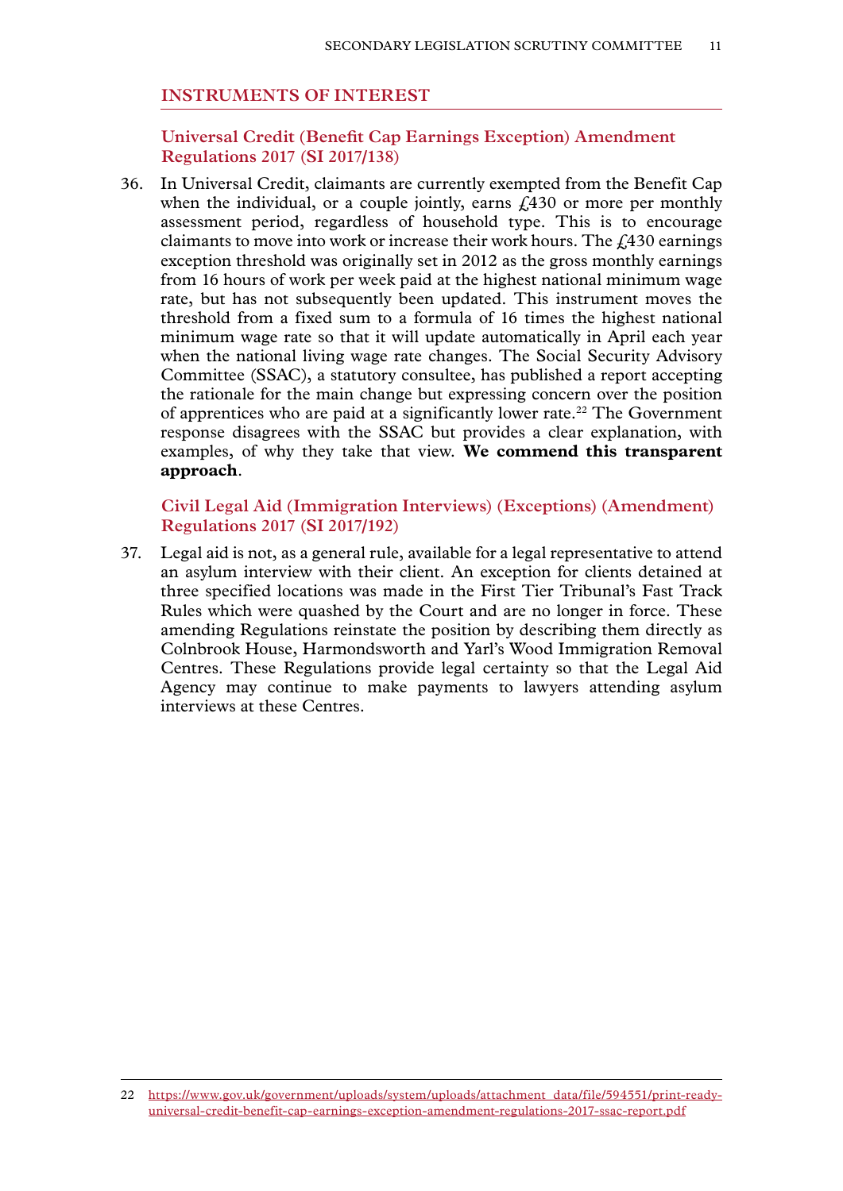## INSTRUMENTS OF INTEREST

### Universal Credit (Benefit Cap Earnings Exception) Amendment Regulations 2017 (SI 2017/138)

36. In Universal Credit, claimants are currently exempted from the Benefit Cap when the individual, or a couple jointly, earns £430 or more per monthly assessment period, regardless of household type. This is to encourage claimants to move into work or increase their work hours. The £430 earnings exception threshold was originally set in 2012 as the gross monthly earnings from 16 hours of work per week paid at the highest national minimum wage rate, but has not subsequently been updated. This instrument moves the threshold from a fixed sum to a formula of 16 times the highest national minimum wage rate so that it will update automatically in April each year when the national living wage rate changes. The Social Security Advisory Committee (SSAC), a statutory consultee, has published a report accepting the rationale for the main change but expressing concern over the position of apprentices who are paid at a significantly lower rate.[22] The Government response disagrees with the SSAC but provides a clear explanation, with examples, of why they take that view. **We commend this transparent approach**.

### Civil Legal Aid (Immigration Interviews) (Exceptions) (Amendment) Regulations 2017 (SI 2017/192)

37. Legal aid is not, as a general rule, available for a legal representative to attend an asylum interview with their client. An exception for clients detained at three specified locations was made in the First Tier Tribunal's Fast Track Rules which were quashed by the Court and are no longer in force. These amending Regulations reinstate the position by describing them directly as Colnbrook House, Harmondsworth and Yarl's Wood Immigration Removal Centres. These Regulations provide legal certainty so that the Legal Aid Agency may continue to make payments to lawyers attending asylum interviews at these Centres.

---

22 https://www.gov.uk/government/uploads/system/uploads/attachment_data/file/594551/print-ready-universal-credit-benefit-cap-earnings-exception-amendment-regulations-2017-ssac-report.pdf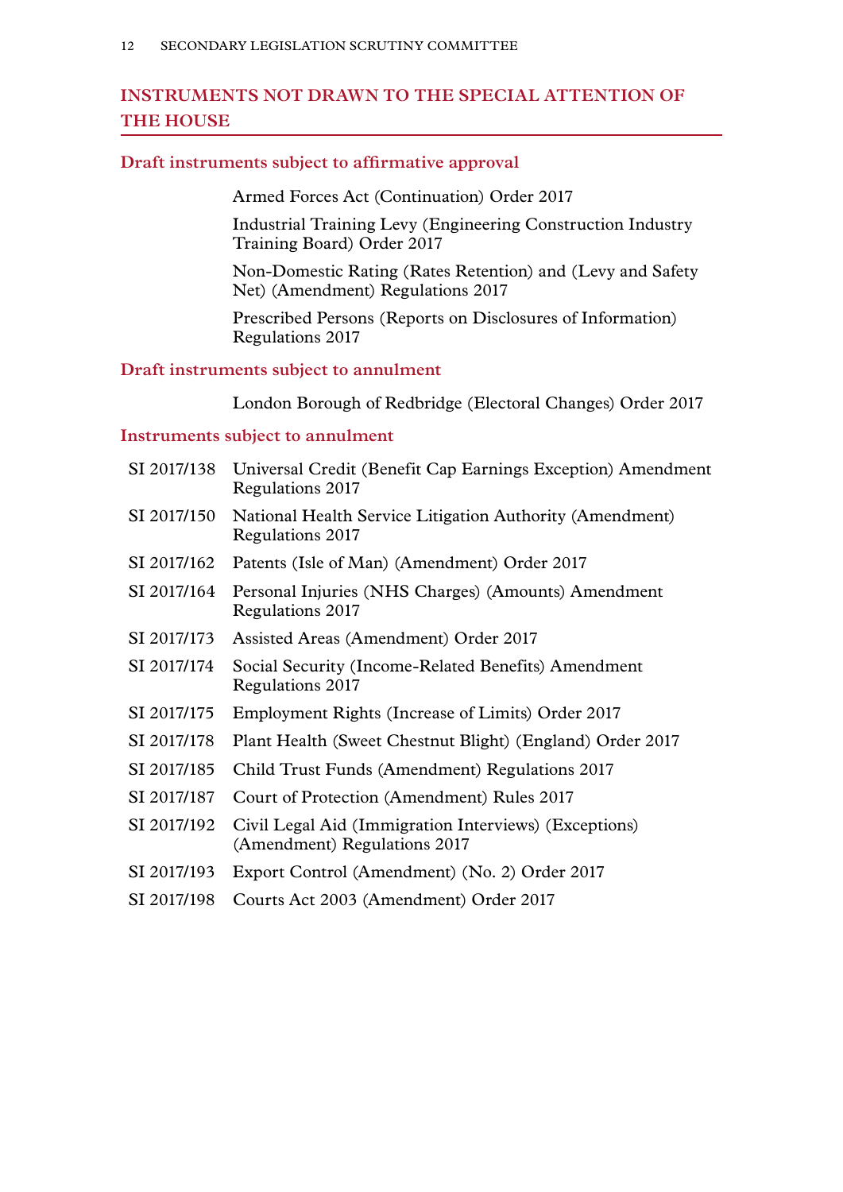## INSTRUMENTS NOT DRAWN TO THE SPECIAL ATTENTION OF THE HOUSE

### Draft instruments subject to affirmative approval

Armed Forces Act (Continuation) Order 2017

Industrial Training Levy (Engineering Construction Industry Training Board) Order 2017

Non-Domestic Rating (Rates Retention) and (Levy and Safety Net) (Amendment) Regulations 2017

Prescribed Persons (Reports on Disclosures of Information) Regulations 2017

### Draft instruments subject to annulment

London Borough of Redbridge (Electoral Changes) Order 2017

### Instruments subject to annulment

| | |
|---|---|
| SI 2017/138 | Universal Credit (Benefit Cap Earnings Exception) Amendment Regulations 2017 |
| SI 2017/150 | National Health Service Litigation Authority (Amendment) Regulations 2017 |
| SI 2017/162 | Patents (Isle of Man) (Amendment) Order 2017 |
| SI 2017/164 | Personal Injuries (NHS Charges) (Amounts) Amendment Regulations 2017 |
| SI 2017/173 | Assisted Areas (Amendment) Order 2017 |
| SI 2017/174 | Social Security (Income-Related Benefits) Amendment Regulations 2017 |
| SI 2017/175 | Employment Rights (Increase of Limits) Order 2017 |
| SI 2017/178 | Plant Health (Sweet Chestnut Blight) (England) Order 2017 |
| SI 2017/185 | Child Trust Funds (Amendment) Regulations 2017 |
| SI 2017/187 | Court of Protection (Amendment) Rules 2017 |
| SI 2017/192 | Civil Legal Aid (Immigration Interviews) (Exceptions) (Amendment) Regulations 2017 |
| SI 2017/193 | Export Control (Amendment) (No. 2) Order 2017 |
| SI 2017/198 | Courts Act 2003 (Amendment) Order 2017 |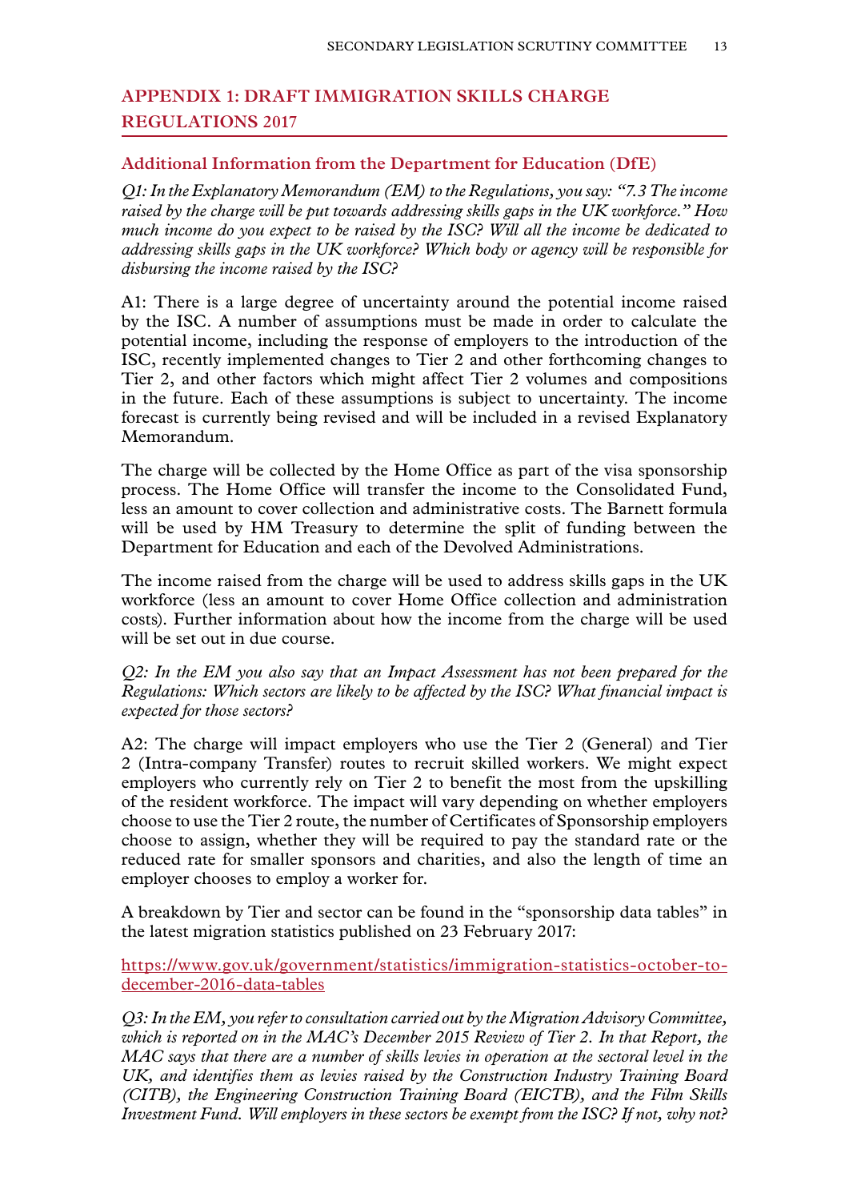## APPENDIX 1: DRAFT IMMIGRATION SKILLS CHARGE REGULATIONS 2017

### Additional Information from the Department for Education (DfE)

*Q1: In the Explanatory Memorandum (EM) to the Regulations, you say: "7.3 The income raised by the charge will be put towards addressing skills gaps in the UK workforce." How much income do you expect to be raised by the ISC? Will all the income be dedicated to addressing skills gaps in the UK workforce? Which body or agency will be responsible for disbursing the income raised by the ISC?*

A1: There is a large degree of uncertainty around the potential income raised by the ISC. A number of assumptions must be made in order to calculate the potential income, including the response of employers to the introduction of the ISC, recently implemented changes to Tier 2 and other forthcoming changes to Tier 2, and other factors which might affect Tier 2 volumes and compositions in the future. Each of these assumptions is subject to uncertainty. The income forecast is currently being revised and will be included in a revised Explanatory Memorandum.

The charge will be collected by the Home Office as part of the visa sponsorship process. The Home Office will transfer the income to the Consolidated Fund, less an amount to cover collection and administrative costs. The Barnett formula will be used by HM Treasury to determine the split of funding between the Department for Education and each of the Devolved Administrations.

The income raised from the charge will be used to address skills gaps in the UK workforce (less an amount to cover Home Office collection and administration costs). Further information about how the income from the charge will be used will be set out in due course.

*Q2: In the EM you also say that an Impact Assessment has not been prepared for the Regulations: Which sectors are likely to be affected by the ISC? What financial impact is expected for those sectors?*

A2: The charge will impact employers who use the Tier 2 (General) and Tier 2 (Intra-company Transfer) routes to recruit skilled workers. We might expect employers who currently rely on Tier 2 to benefit the most from the upskilling of the resident workforce. The impact will vary depending on whether employers choose to use the Tier 2 route, the number of Certificates of Sponsorship employers choose to assign, whether they will be required to pay the standard rate or the reduced rate for smaller sponsors and charities, and also the length of time an employer chooses to employ a worker for.

A breakdown by Tier and sector can be found in the "sponsorship data tables" in the latest migration statistics published on 23 February 2017:

https://www.gov.uk/government/statistics/immigration-statistics-october-to-december-2016-data-tables

*Q3: In the EM, you refer to consultation carried out by the Migration Advisory Committee, which is reported on in the MAC's December 2015 Review of Tier 2. In that Report, the MAC says that there are a number of skills levies in operation at the sectoral level in the UK, and identifies them as levies raised by the Construction Industry Training Board (CITB), the Engineering Construction Training Board (EICTB), and the Film Skills Investment Fund. Will employers in these sectors be exempt from the ISC? If not, why not?*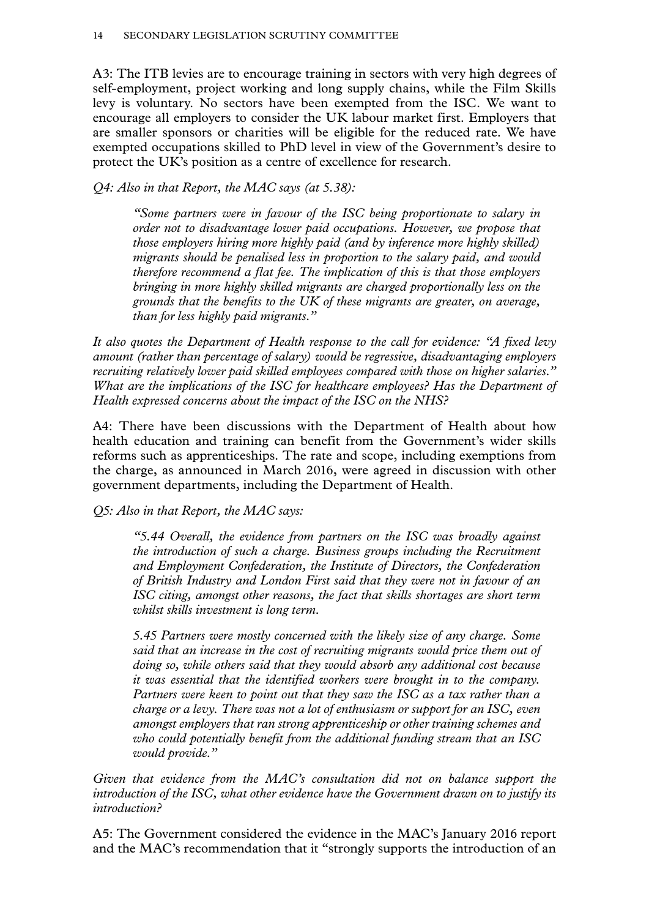A3: The ITB levies are to encourage training in sectors with very high degrees of self-employment, project working and long supply chains, while the Film Skills levy is voluntary. No sectors have been exempted from the ISC. We want to encourage all employers to consider the UK labour market first. Employers that are smaller sponsors or charities will be eligible for the reduced rate. We have exempted occupations skilled to PhD level in view of the Government's desire to protect the UK's position as a centre of excellence for research.

*Q4: Also in that Report, the MAC says (at 5.38):*

> *"Some partners were in favour of the ISC being proportionate to salary in order not to disadvantage lower paid occupations. However, we propose that those employers hiring more highly paid (and by inference more highly skilled) migrants should be penalised less in proportion to the salary paid, and would therefore recommend a flat fee. The implication of this is that those employers bringing in more highly skilled migrants are charged proportionally less on the grounds that the benefits to the UK of these migrants are greater, on average, than for less highly paid migrants."*

*It also quotes the Department of Health response to the call for evidence: "A fixed levy amount (rather than percentage of salary) would be regressive, disadvantaging employers recruiting relatively lower paid skilled employees compared with those on higher salaries." What are the implications of the ISC for healthcare employees? Has the Department of Health expressed concerns about the impact of the ISC on the NHS?*

A4: There have been discussions with the Department of Health about how health education and training can benefit from the Government's wider skills reforms such as apprenticeships. The rate and scope, including exemptions from the charge, as announced in March 2016, were agreed in discussion with other government departments, including the Department of Health.

*Q5: Also in that Report, the MAC says:*

> *"5.44 Overall, the evidence from partners on the ISC was broadly against the introduction of such a charge. Business groups including the Recruitment and Employment Confederation, the Institute of Directors, the Confederation of British Industry and London First said that they were not in favour of an ISC citing, amongst other reasons, the fact that skills shortages are short term whilst skills investment is long term.*
>
> *5.45 Partners were mostly concerned with the likely size of any charge. Some said that an increase in the cost of recruiting migrants would price them out of doing so, while others said that they would absorb any additional cost because it was essential that the identified workers were brought in to the company. Partners were keen to point out that they saw the ISC as a tax rather than a charge or a levy. There was not a lot of enthusiasm or support for an ISC, even amongst employers that ran strong apprenticeship or other training schemes and who could potentially benefit from the additional funding stream that an ISC would provide."*

*Given that evidence from the MAC's consultation did not on balance support the introduction of the ISC, what other evidence have the Government drawn on to justify its introduction?*

A5: The Government considered the evidence in the MAC's January 2016 report and the MAC's recommendation that it "strongly supports the introduction of an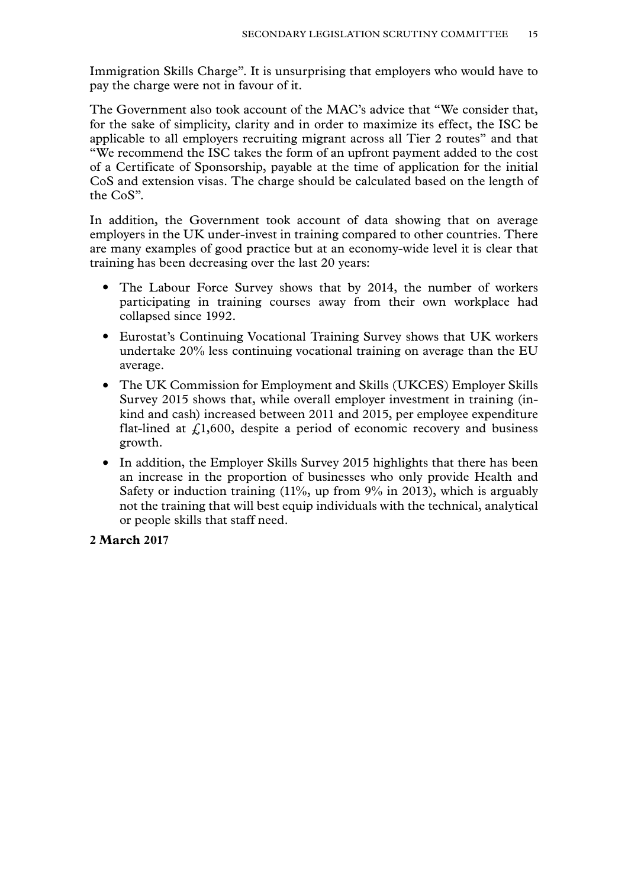Immigration Skills Charge". It is unsurprising that employers who would have to pay the charge were not in favour of it.

The Government also took account of the MAC's advice that "We consider that, for the sake of simplicity, clarity and in order to maximize its effect, the ISC be applicable to all employers recruiting migrant across all Tier 2 routes" and that "We recommend the ISC takes the form of an upfront payment added to the cost of a Certificate of Sponsorship, payable at the time of application for the initial CoS and extension visas. The charge should be calculated based on the length of the CoS".

In addition, the Government took account of data showing that on average employers in the UK under-invest in training compared to other countries. There are many examples of good practice but at an economy-wide level it is clear that training has been decreasing over the last 20 years:

- The Labour Force Survey shows that by 2014, the number of workers participating in training courses away from their own workplace had collapsed since 1992.
- Eurostat's Continuing Vocational Training Survey shows that UK workers undertake 20% less continuing vocational training on average than the EU average.
- The UK Commission for Employment and Skills (UKCES) Employer Skills Survey 2015 shows that, while overall employer investment in training (in-kind and cash) increased between 2011 and 2015, per employee expenditure flat-lined at £1,600, despite a period of economic recovery and business growth.
- In addition, the Employer Skills Survey 2015 highlights that there has been an increase in the proportion of businesses who only provide Health and Safety or induction training (11%, up from 9% in 2013), which is arguably not the training that will best equip individuals with the technical, analytical or people skills that staff need.

**2 March 2017**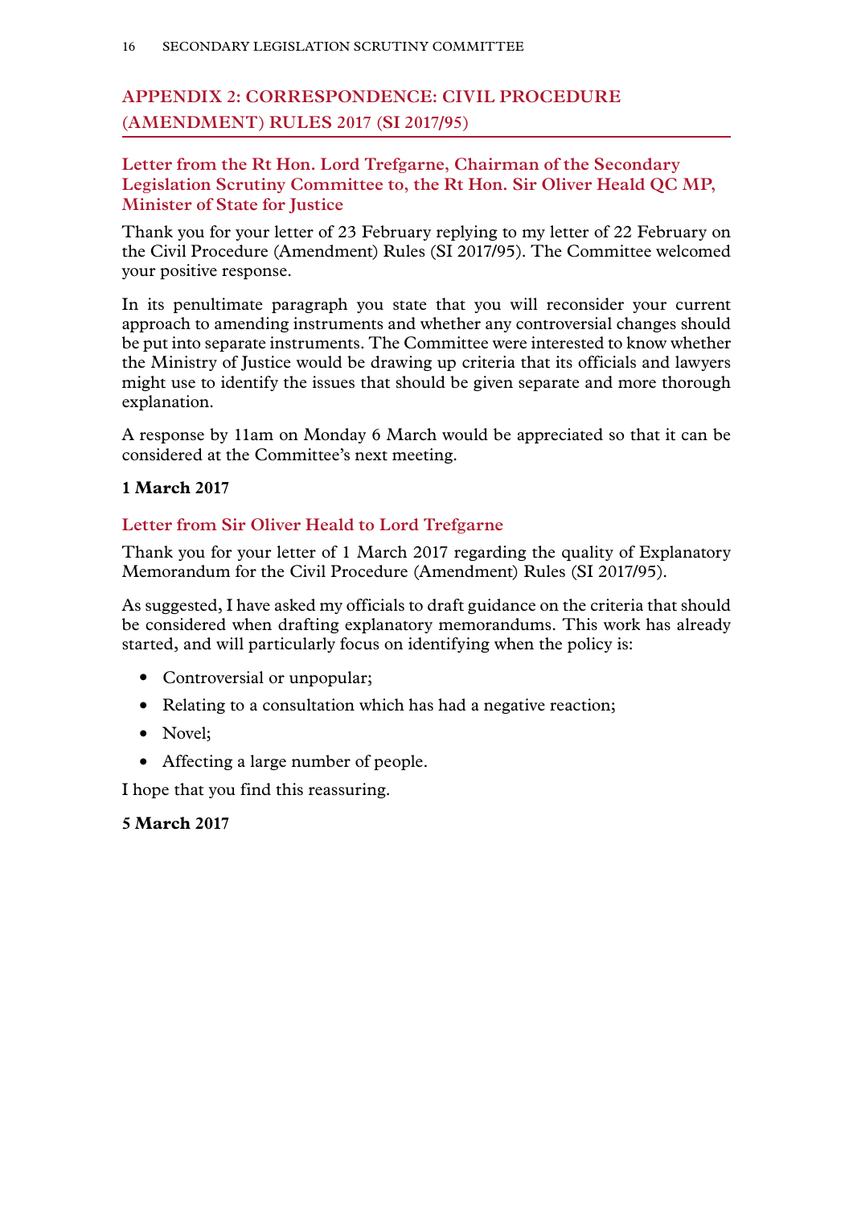## APPENDIX 2: CORRESPONDENCE: CIVIL PROCEDURE (AMENDMENT) RULES 2017 (SI 2017/95)

### Letter from the Rt Hon. Lord Trefgarne, Chairman of the Secondary Legislation Scrutiny Committee to, the Rt Hon. Sir Oliver Heald QC MP, Minister of State for Justice

Thank you for your letter of 23 February replying to my letter of 22 February on the Civil Procedure (Amendment) Rules (SI 2017/95). The Committee welcomed your positive response.

In its penultimate paragraph you state that you will reconsider your current approach to amending instruments and whether any controversial changes should be put into separate instruments. The Committee were interested to know whether the Ministry of Justice would be drawing up criteria that its officials and lawyers might use to identify the issues that should be given separate and more thorough explanation.

A response by 11am on Monday 6 March would be appreciated so that it can be considered at the Committee's next meeting.

**1 March 2017**

### Letter from Sir Oliver Heald to Lord Trefgarne

Thank you for your letter of 1 March 2017 regarding the quality of Explanatory Memorandum for the Civil Procedure (Amendment) Rules (SI 2017/95).

As suggested, I have asked my officials to draft guidance on the criteria that should be considered when drafting explanatory memorandums. This work has already started, and will particularly focus on identifying when the policy is:

- Controversial or unpopular;
- Relating to a consultation which has had a negative reaction;
- Novel;
- Affecting a large number of people.

I hope that you find this reassuring.

**5 March 2017**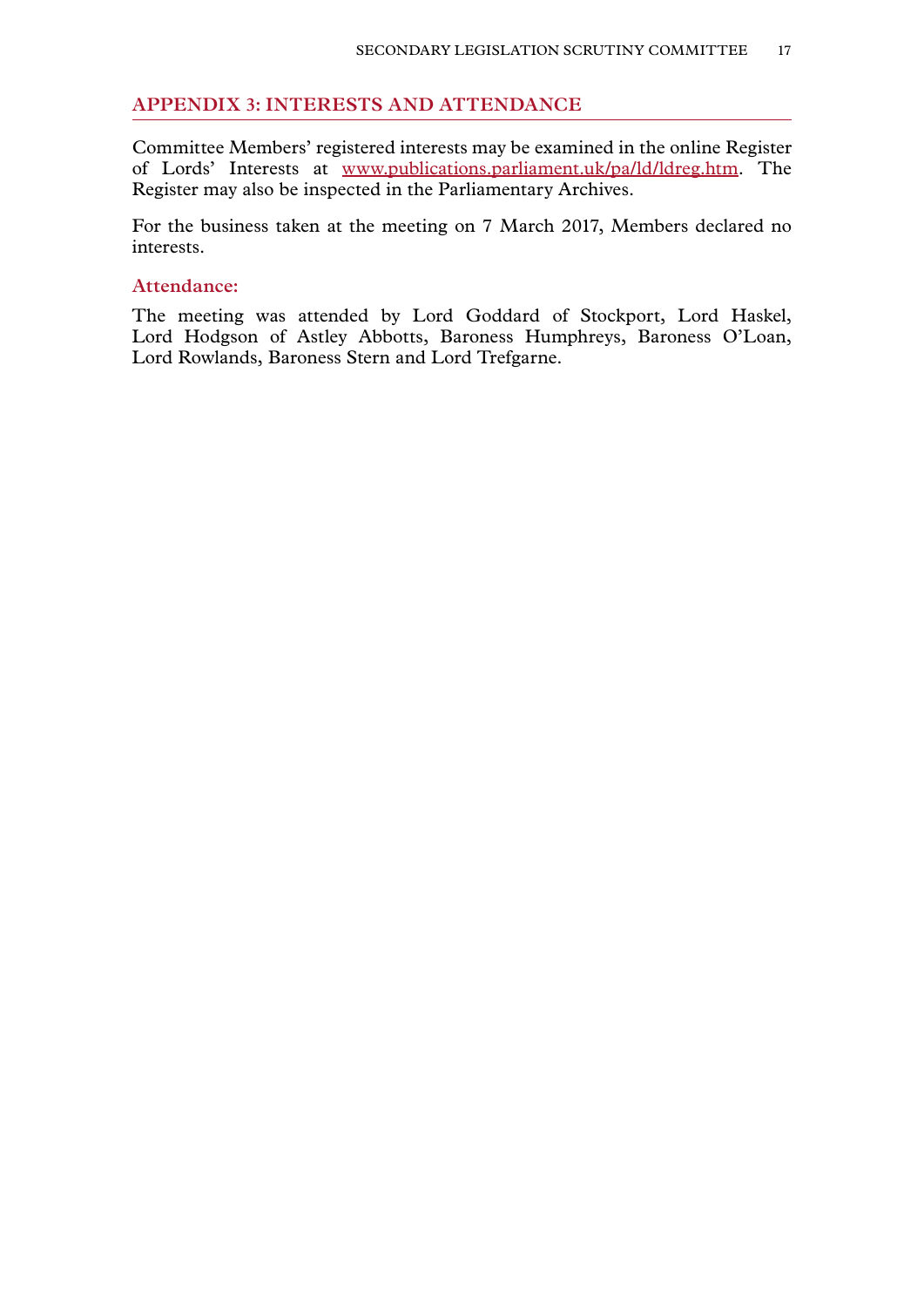## APPENDIX 3: INTERESTS AND ATTENDANCE

Committee Members' registered interests may be examined in the online Register of Lords' Interests at www.publications.parliament.uk/pa/ld/ldreg.htm. The Register may also be inspected in the Parliamentary Archives.

For the business taken at the meeting on 7 March 2017, Members declared no interests.

### Attendance:

The meeting was attended by Lord Goddard of Stockport, Lord Haskel, Lord Hodgson of Astley Abbotts, Baroness Humphreys, Baroness O'Loan, Lord Rowlands, Baroness Stern and Lord Trefgarne.